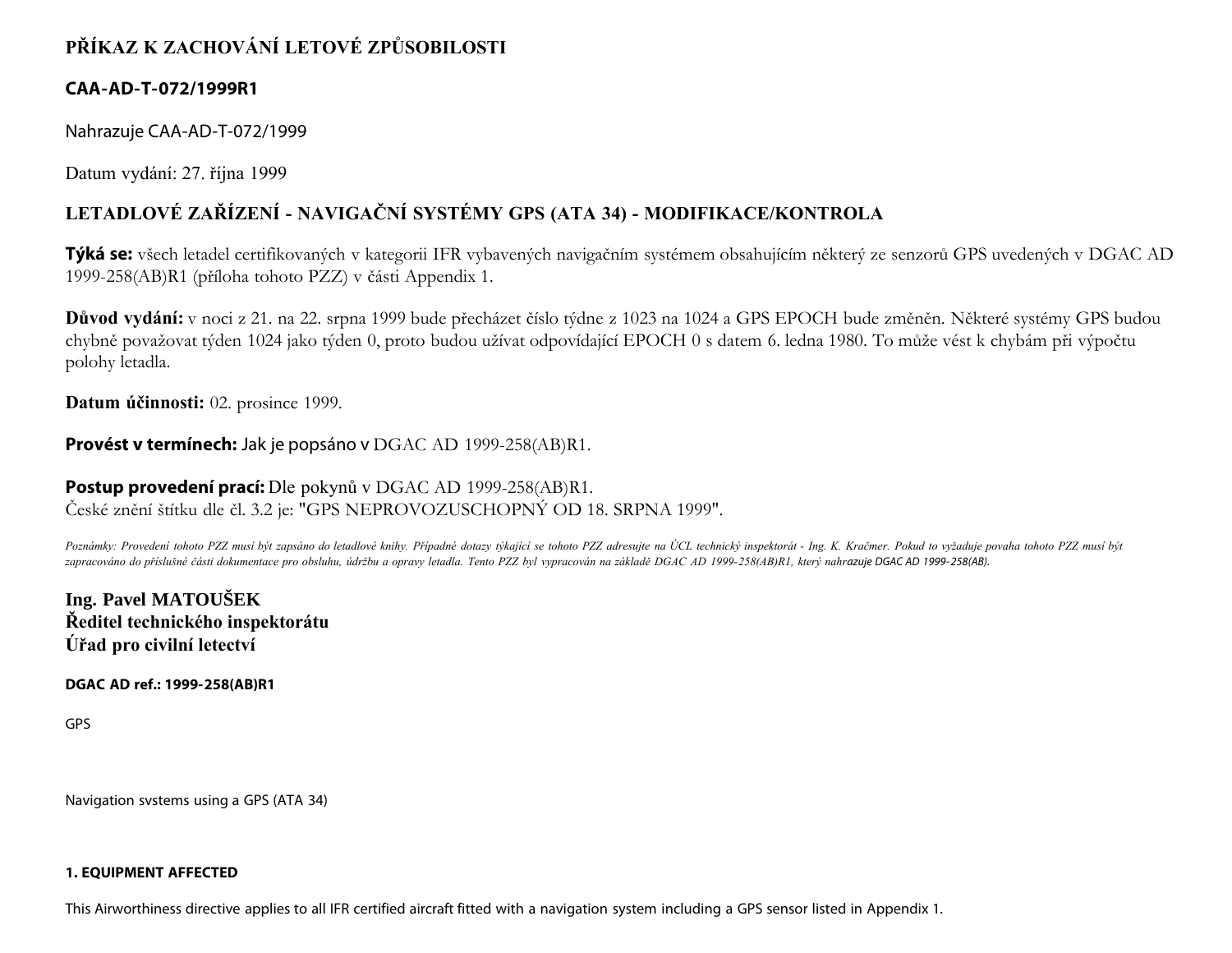# PŘÍKAZ K ZACHOVÁNÍ LETOVÉ ZPŮSOBILOSTI

**CAA-AD-T-072/1999R1**

Nahrazuje CAA-AD-T-072/1999

Datum vydání: 27. října 1999

## LETADLOVÉ ZAŘÍZENÍ - NAVIGAČNÍ SYSTÉMY GPS (ATA 34) - MODIFIKACE/KONTROLA

**Týká se:** všech letadel certifikovaných v kategorii IFR vybavených navigačním systémem obsahujícím některý ze senzorů GPS uvedených v DGAC AD 1999-258(AB)R1 (příloha tohoto PZZ) v části Appendix 1.

**Důvod vydání:** v noci z 21. na 22. srpna 1999 bude přecházet číslo týdne z 1023 na 1024 a GPS EPOCH bude změněn. Některé systémy GPS budou chybně považovat týden 1024 jako týden 0, proto budou užívat odpovídající EPOCH 0 s datem 6. ledna 1980. To může vést k chybám při výpočtu polohy letadla.

**Datum účinnosti:** 02. prosince 1999.

**Provést v termínech:** Jak je popsáno v DGAC AD 1999-258(AB)R1.

**Postup provedení prací:** Dle pokynů v DGAC AD 1999-258(AB)R1.
České znění štítku dle čl. 3.2 je: "GPS NEPROVOZUSCHOPNÝ OD 18. SRPNA 1999".

*Poznámky: Provedení tohoto PZZ musí být zapsáno do letadlové knihy. Případné dotazy týkající se tohoto PZZ adresujte na ÚCL technický inspektorát - Ing. K. Kračmer. Pokud to vyžaduje povaha tohoto PZZ musí být zapracováno do příslušné části dokumentace pro obsluhu, údržbu a opravy letadla. Tento PZZ byl vypracován na základě DGAC AD 1999-258(AB)R1, který nahrazuje DGAC AD 1999-258(AB).*

**Ing. Pavel MATOUŠEK**
**Ředitel technického inspektorátu**
**Úřad pro civilní letectví**

**DGAC AD ref.: 1999-258(AB)R1**

GPS

Navigation svstems using a GPS (ATA 34)

**1. EQUIPMENT AFFECTED**

This Airworthiness directive applies to all IFR certified aircraft fitted with a navigation system including a GPS sensor listed in Appendix 1.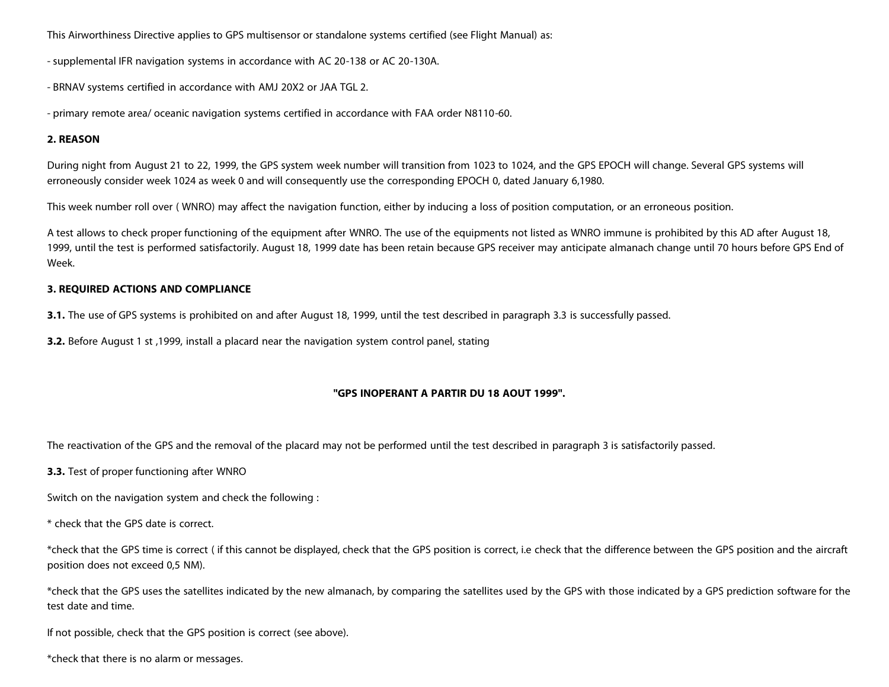This Airworthiness Directive applies to GPS multisensor or standalone systems certified (see Flight Manual) as:

- supplemental IFR navigation systems in accordance with AC 20-138 or AC 20-130A.

- BRNAV systems certified in accordance with AMJ 20X2 or JAA TGL 2.

- primary remote area/ oceanic navigation systems certified in accordance with FAA order N8110-60.

**2. REASON**

During night from August 21 to 22, 1999, the GPS system week number will transition from 1023 to 1024, and the GPS EPOCH will change. Several GPS systems will erroneously consider week 1024 as week 0 and will consequently use the corresponding EPOCH 0, dated January 6,1980.

This week number roll over ( WNRO) may affect the navigation function, either by inducing a loss of position computation, or an erroneous position.

A test allows to check proper functioning of the equipment after WNRO. The use of the equipments not listed as WNRO immune is prohibited by this AD after August 18, 1999, until the test is performed satisfactorily. August 18, 1999 date has been retain because GPS receiver may anticipate almanach change until 70 hours before GPS End of Week.

**3. REQUIRED ACTIONS AND COMPLIANCE**

**3.1.** The use of GPS systems is prohibited on and after August 18, 1999, until the test described in paragraph 3.3 is successfully passed.

**3.2.** Before August 1 st ,1999, install a placard near the navigation system control panel, stating

**"GPS INOPERANT A PARTIR DU 18 AOUT 1999".**

The reactivation of the GPS and the removal of the placard may not be performed until the test described in paragraph 3 is satisfactorily passed.

**3.3.** Test of proper functioning after WNRO

Switch on the navigation system and check the following :

* check that the GPS date is correct.

*check that the GPS time is correct ( if this cannot be displayed, check that the GPS position is correct, i.e check that the difference between the GPS position and the aircraft position does not exceed 0,5 NM).

*check that the GPS uses the satellites indicated by the new almanach, by comparing the satellites used by the GPS with those indicated by a GPS prediction software for the test date and time.

If not possible, check that the GPS position is correct (see above).

*check that there is no alarm or messages.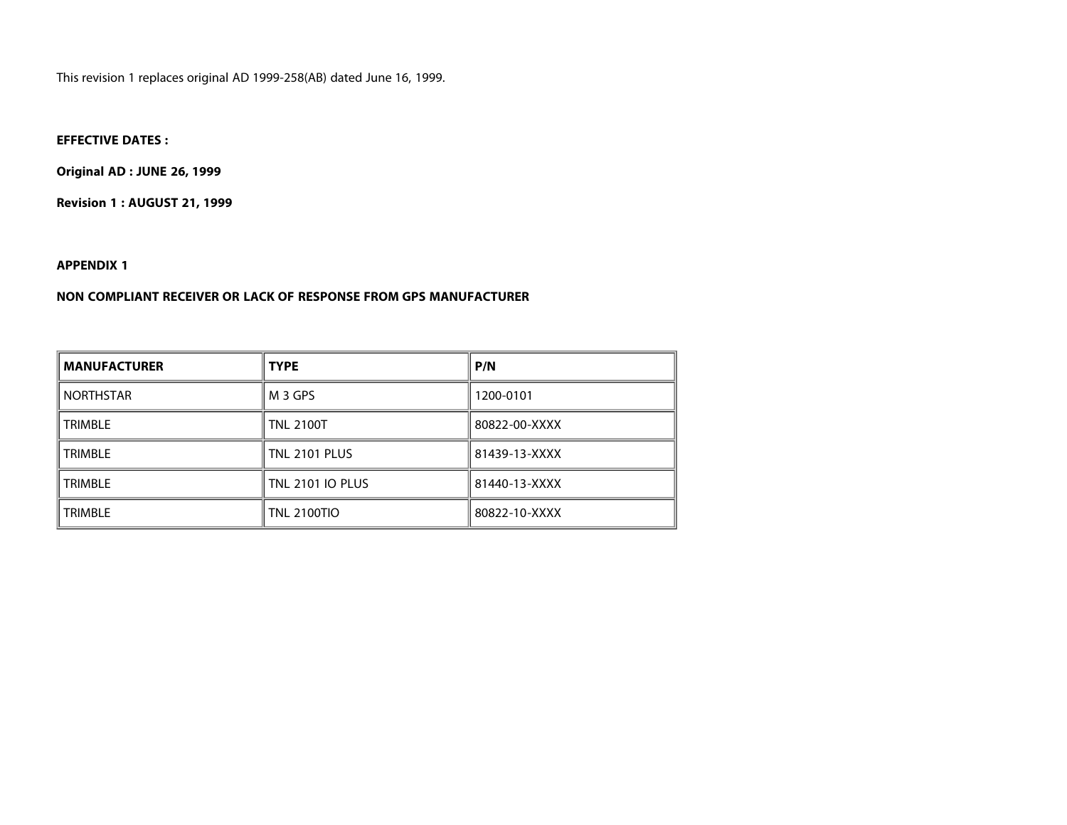This revision 1 replaces original AD 1999-258(AB) dated June 16, 1999.

**EFFECTIVE DATES :**

**Original AD : JUNE 26, 1999**

**Revision 1 : AUGUST 21, 1999**

**APPENDIX 1**

**NON COMPLIANT RECEIVER OR LACK OF RESPONSE FROM GPS MANUFACTURER**

| MANUFACTURER | TYPE | P/N |
|---|---|---|
| NORTHSTAR | M 3 GPS | 1200-0101 |
| TRIMBLE | TNL 2100T | 80822-00-XXXX |
| TRIMBLE | TNL 2101 PLUS | 81439-13-XXXX |
| TRIMBLE | TNL 2101 IO PLUS | 81440-13-XXXX |
| TRIMBLE | TNL 2100TIO | 80822-10-XXXX |